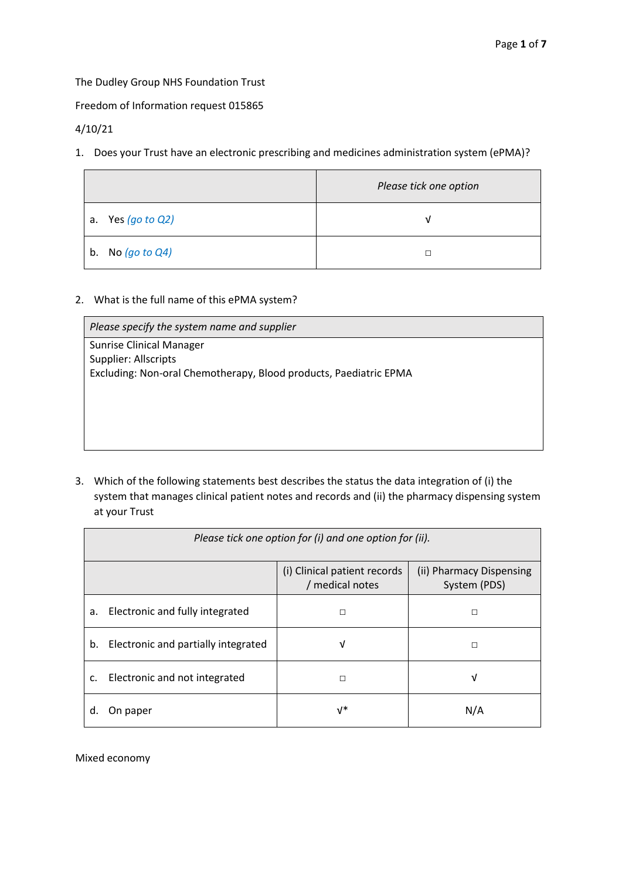The Dudley Group NHS Foundation Trust

Freedom of Information request 015865

4/10/21

1. Does your Trust have an electronic prescribing and medicines administration system (ePMA)?

| | *Please tick one option* |
|---|---|
| a. Yes *(go to Q2)* | √ |
| b. No *(go to Q4)* | □ |

2. What is the full name of this ePMA system?

| *Please specify the system name and supplier* |
|---|
| Sunrise Clinical Manager<br>Supplier: Allscripts<br>Excluding: Non-oral Chemotherapy, Blood products, Paediatric EPMA |

3. Which of the following statements best describes the status the data integration of (i) the system that manages clinical patient notes and records and (ii) the pharmacy dispensing system at your Trust

| *Please tick one option for (i) and one option for (ii).* | | |
|---|---|---|
| | (i) Clinical patient records / medical notes | (ii) Pharmacy Dispensing System (PDS) |
| a. Electronic and fully integrated | □ | □ |
| b. Electronic and partially integrated | √ | □ |
| c. Electronic and not integrated | □ | √ |
| d. On paper | √* | N/A |

Mixed economy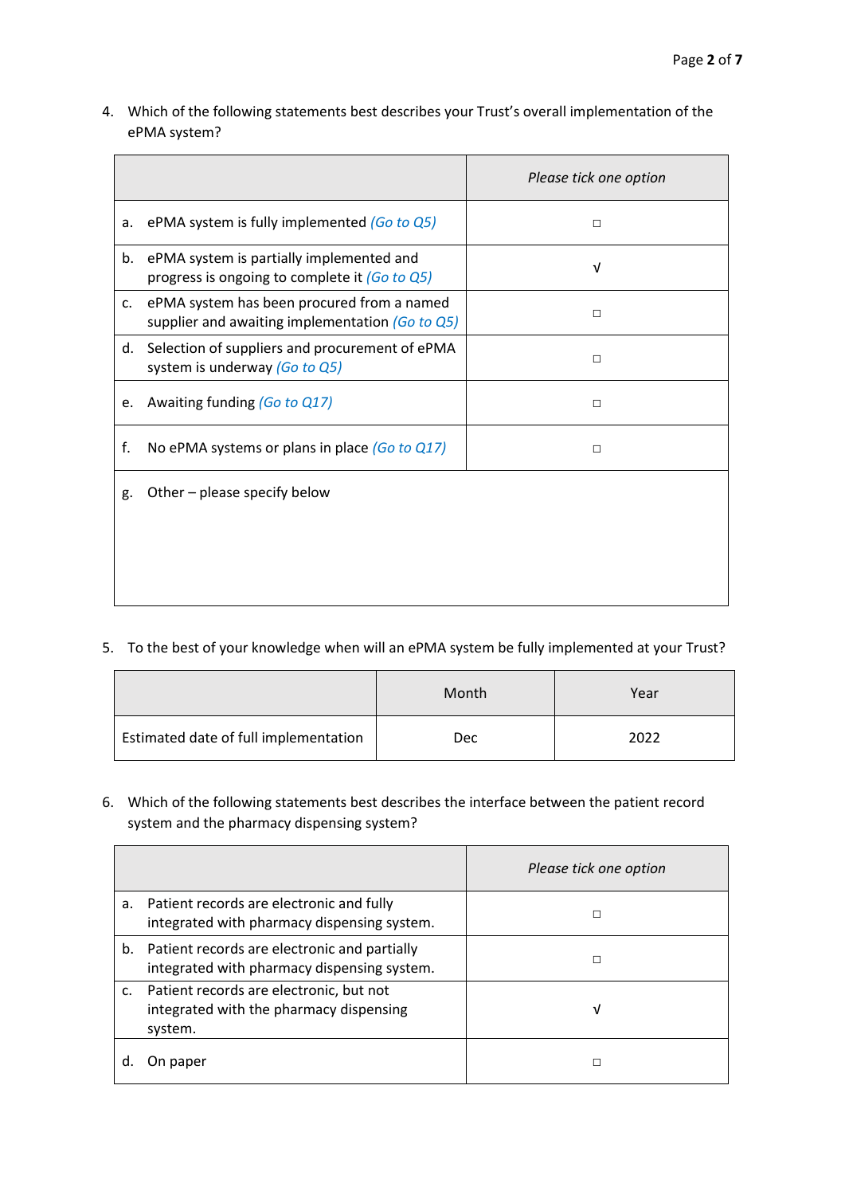4. Which of the following statements best describes your Trust's overall implementation of the ePMA system?

| | *Please tick one option* |
|---|---|
| a. ePMA system is fully implemented *(Go to Q5)* | □ |
| b. ePMA system is partially implemented and progress is ongoing to complete it *(Go to Q5)* | √ |
| c. ePMA system has been procured from a named supplier and awaiting implementation *(Go to Q5)* | □ |
| d. Selection of suppliers and procurement of ePMA system is underway *(Go to Q5)* | □ |
| e. Awaiting funding *(Go to Q17)* | □ |
| f. No ePMA systems or plans in place *(Go to Q17)* | □ |
| g. Other – please specify below | |

5. To the best of your knowledge when will an ePMA system be fully implemented at your Trust?

| | Month | Year |
|---|---|---|
| Estimated date of full implementation | Dec | 2022 |

6. Which of the following statements best describes the interface between the patient record system and the pharmacy dispensing system?

| | *Please tick one option* |
|---|---|
| a. Patient records are electronic and fully integrated with pharmacy dispensing system. | □ |
| b. Patient records are electronic and partially integrated with pharmacy dispensing system. | □ |
| c. Patient records are electronic, but not integrated with the pharmacy dispensing system. | √ |
| d. On paper | □ |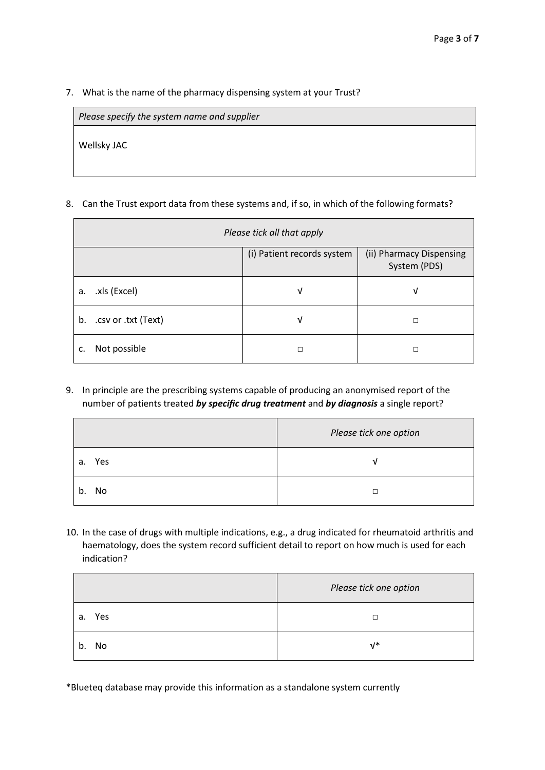7. What is the name of the pharmacy dispensing system at your Trust?

| *Please specify the system name and supplier* |
| --- |
| Wellsky JAC |

8. Can the Trust export data from these systems and, if so, in which of the following formats?

| *Please tick all that apply* | | |
| --- | --- | --- |
| | (i) Patient records system | (ii) Pharmacy Dispensing System (PDS) |
| a. .xls (Excel) | √ | √ |
| b. .csv or .txt (Text) | √ | □ |
| c. Not possible | □ | □ |

9. In principle are the prescribing systems capable of producing an anonymised report of the number of patients treated ***by specific drug treatment*** and ***by diagnosis*** a single report?

| | *Please tick one option* |
| --- | --- |
| a. Yes | √ |
| b. No | □ |

10. In the case of drugs with multiple indications, e.g., a drug indicated for rheumatoid arthritis and haematology, does the system record sufficient detail to report on how much is used for each indication?

| | *Please tick one option* |
| --- | --- |
| a. Yes | □ |
| b. No | √* |

*Blueteq database may provide this information as a standalone system currently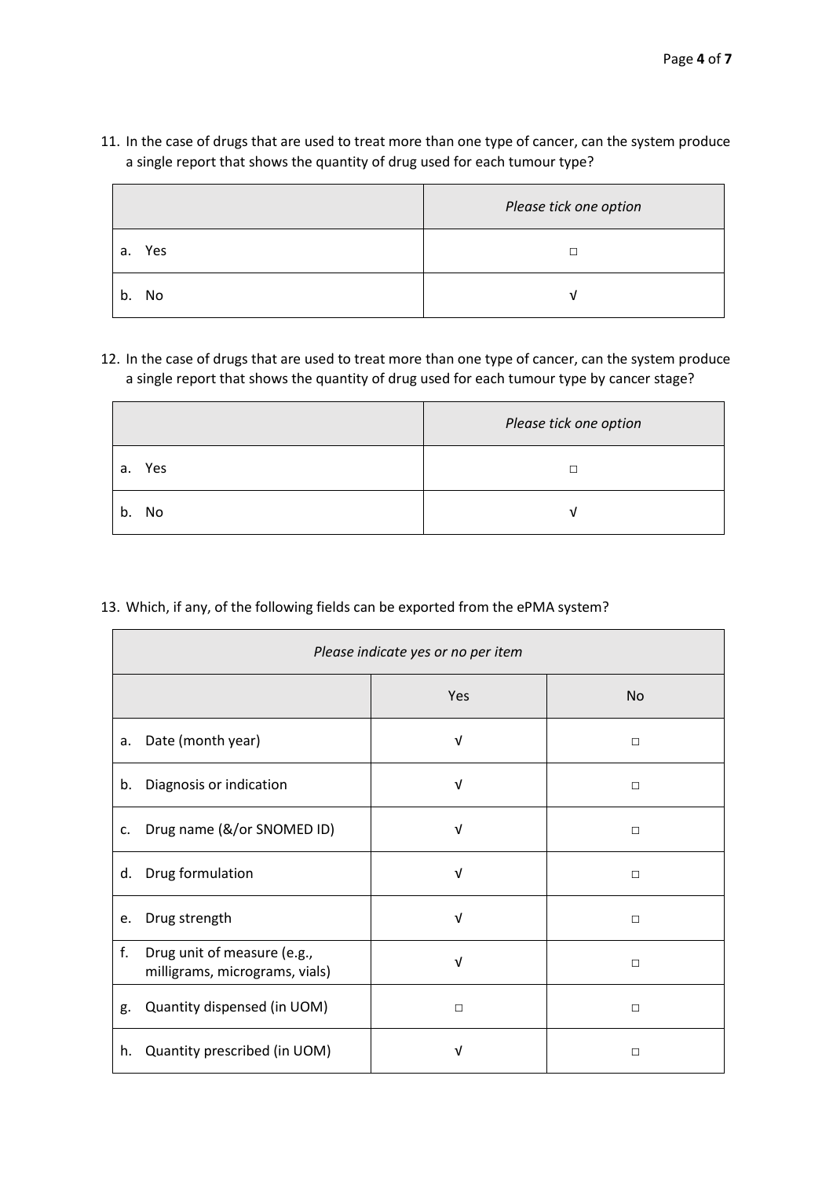11. In the case of drugs that are used to treat more than one type of cancer, can the system produce a single report that shows the quantity of drug used for each tumour type?

| | *Please tick one option* |
|---|---|
| a. Yes | □ |
| b. No | √ |

12. In the case of drugs that are used to treat more than one type of cancer, can the system produce a single report that shows the quantity of drug used for each tumour type by cancer stage?

| | *Please tick one option* |
|---|---|
| a. Yes | □ |
| b. No | √ |

13. Which, if any, of the following fields can be exported from the ePMA system?

| *Please indicate yes or no per item* | | |
|---|---|---|
| | Yes | No |
| a. Date (month year) | √ | □ |
| b. Diagnosis or indication | √ | □ |
| c. Drug name (&/or SNOMED ID) | √ | □ |
| d. Drug formulation | √ | □ |
| e. Drug strength | √ | □ |
| f. Drug unit of measure (e.g., milligrams, micrograms, vials) | √ | □ |
| g. Quantity dispensed (in UOM) | □ | □ |
| h. Quantity prescribed (in UOM) | √ | □ |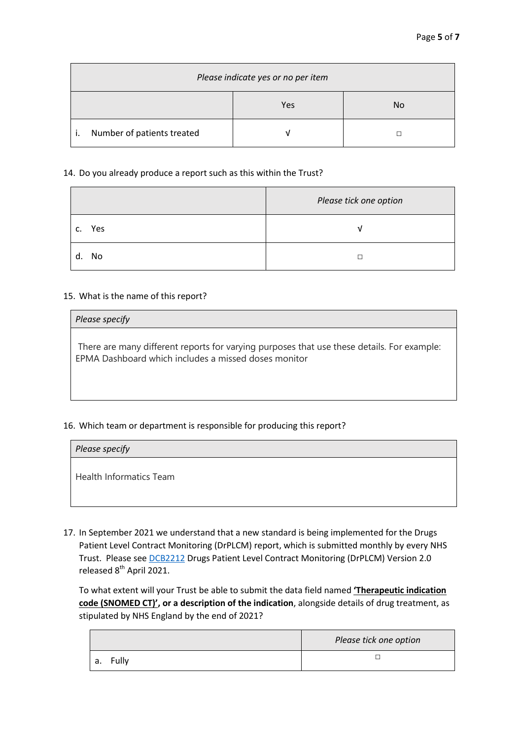| *Please indicate yes or no per item* | | |
|---|---|---|
| | Yes | No |
| i. Number of patients treated | √ | □ |

14. Do you already produce a report such as this within the Trust?

| | *Please tick one option* |
|---|---|
| c. Yes | √ |
| d. No | □ |

15. What is the name of this report?

| *Please specify* |
|---|
| There are many different reports for varying purposes that use these details. For example: EPMA Dashboard which includes a missed doses monitor |

16. Which team or department is responsible for producing this report?

| *Please specify* |
|---|
| Health Informatics Team |

17. In September 2021 we understand that a new standard is being implemented for the Drugs Patient Level Contract Monitoring (DrPLCM) report, which is submitted monthly by every NHS Trust. Please see [DCB2212](DCB2212) Drugs Patient Level Contract Monitoring (DrPLCM) Version 2.0 released 8th April 2021.

    To what extent will your Trust be able to submit the data field named **'Therapeutic indication code (SNOMED CT)', or a description of the indication**, alongside details of drug treatment, as stipulated by NHS England by the end of 2021?

| | *Please tick one option* |
|---|---|
| a. Fully | □ |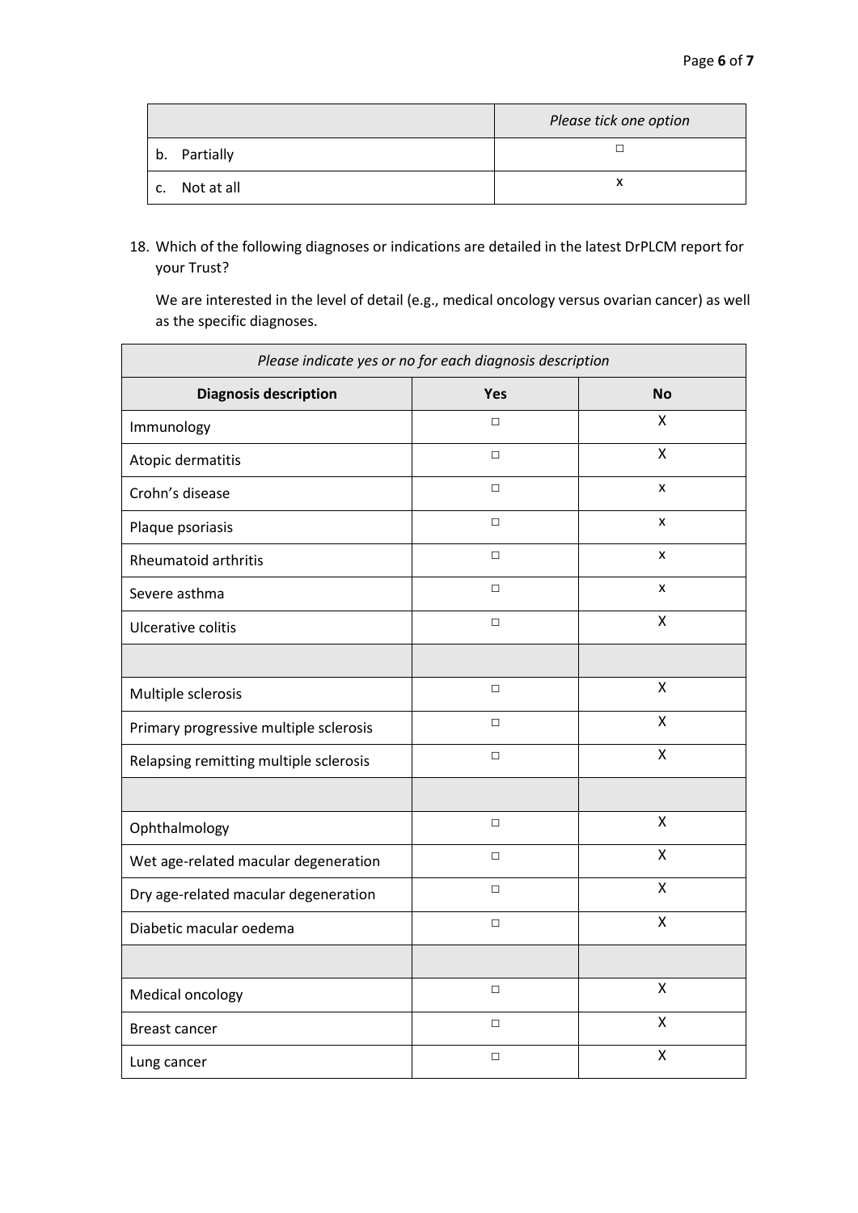| | *Please tick one option* |
|---|---|
| b. Partially | □ |
| c. Not at all | x |

18. Which of the following diagnoses or indications are detailed in the latest DrPLCM report for your Trust?

    We are interested in the level of detail (e.g., medical oncology versus ovarian cancer) as well as the specific diagnoses.

| *Please indicate yes or no for each diagnosis description* | | |
|---|---|---|
| **Diagnosis description** | **Yes** | **No** |
| Immunology | □ | X |
| Atopic dermatitis | □ | X |
| Crohn's disease | □ | x |
| Plaque psoriasis | □ | x |
| Rheumatoid arthritis | □ | x |
| Severe asthma | □ | x |
| Ulcerative colitis | □ | X |
| | | |
| Multiple sclerosis | □ | X |
| Primary progressive multiple sclerosis | □ | X |
| Relapsing remitting multiple sclerosis | □ | X |
| | | |
| Ophthalmology | □ | X |
| Wet age-related macular degeneration | □ | X |
| Dry age-related macular degeneration | □ | X |
| Diabetic macular oedema | □ | X |
| | | |
| Medical oncology | □ | X |
| Breast cancer | □ | X |
| Lung cancer | □ | X |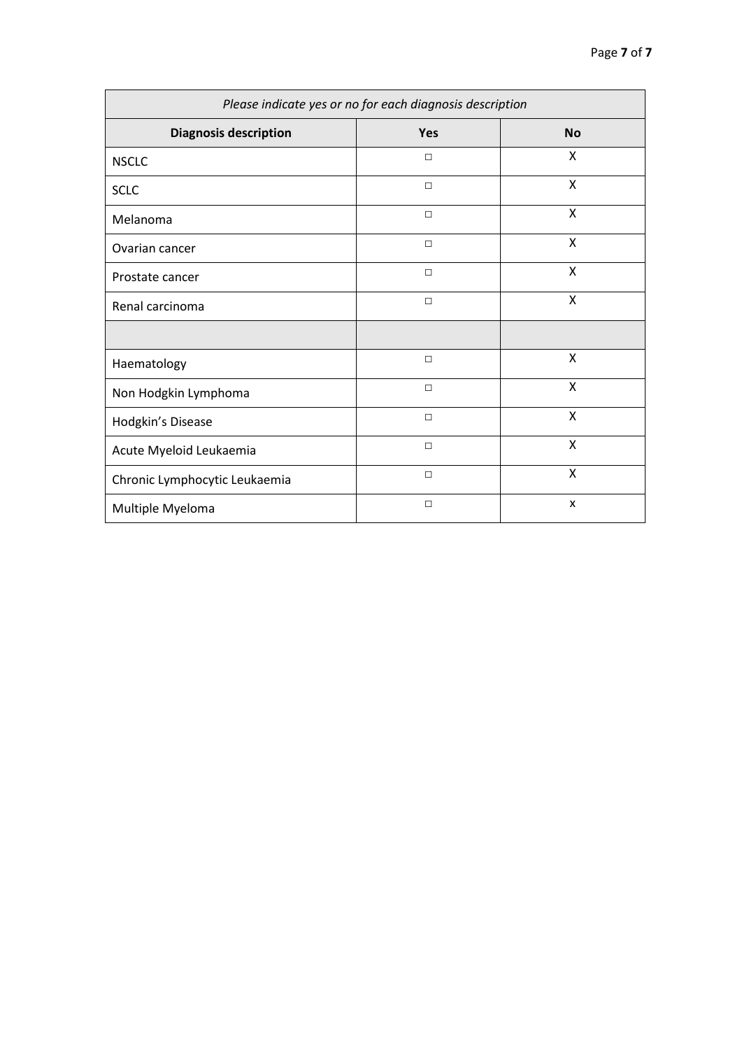| *Please indicate yes or no for each diagnosis description* | | |
|---|---|---|
| **Diagnosis description** | **Yes** | **No** |
| NSCLC | □ | X |
| SCLC | □ | X |
| Melanoma | □ | X |
| Ovarian cancer | □ | X |
| Prostate cancer | □ | X |
| Renal carcinoma | □ | X |
| | | |
| Haematology | □ | X |
| Non Hodgkin Lymphoma | □ | X |
| Hodgkin's Disease | □ | X |
| Acute Myeloid Leukaemia | □ | X |
| Chronic Lymphocytic Leukaemia | □ | X |
| Multiple Myeloma | □ | x |